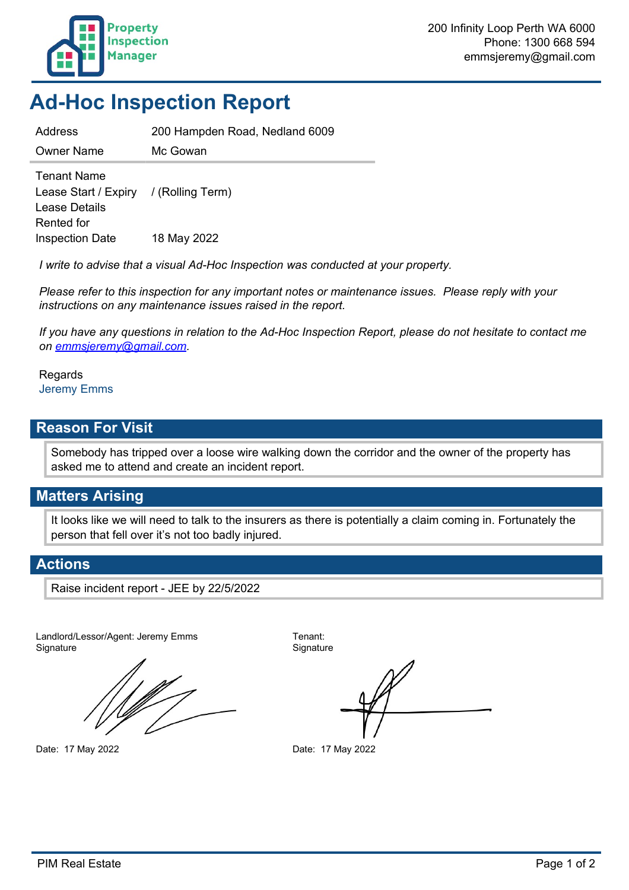Property Inspection Manager

200 Infinity Loop Perth WA 6000
Phone: 1300 668 594
emmsjeremy@gmail.com

# Ad-Hoc Inspection Report

| | |
|---|---|
| Address | 200 Hampden Road, Nedland 6009 |
| Owner Name | Mc Gowan |
| Tenant Name | |
| Lease Start / Expiry | / (Rolling Term) |
| Lease Details | |
| Rented for | |
| Inspection Date | 18 May 2022 |

*I write to advise that a visual Ad-Hoc Inspection was conducted at your property.*

*Please refer to this inspection for any important notes or maintenance issues. Please reply with your instructions on any maintenance issues raised in the report.*

*If you have any questions in relation to the Ad-Hoc Inspection Report, please do not hesitate to contact me on emmsjeremy@gmail.com.*

Regards
Jeremy Emms

## Reason For Visit

Somebody has tripped over a loose wire walking down the corridor and the owner of the property has asked me to attend and create an incident report.

## Matters Arising

It looks like we will need to talk to the insurers as there is potentially a claim coming in. Fortunately the person that fell over it's not too badly injured.

## Actions

Raise incident report - JEE by 22/5/2022

Landlord/Lessor/Agent: Jeremy Emms
Signature

Date: 17 May 2022

Tenant:
Signature

Date: 17 May 2022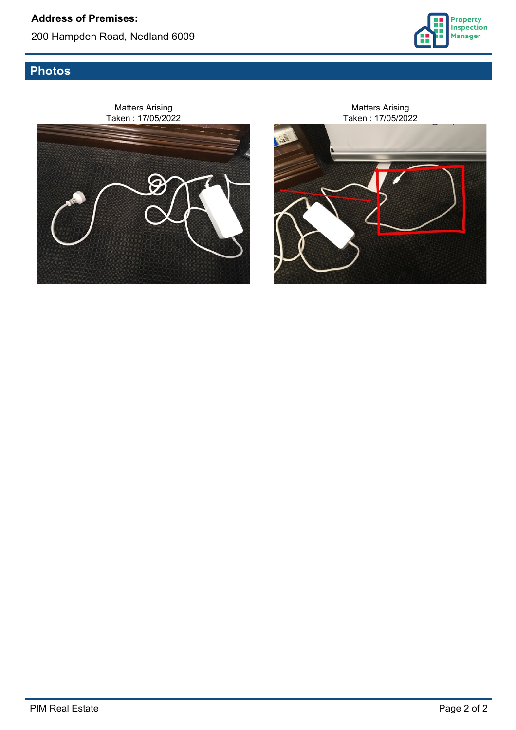## Photos

Matters Arising
Taken : 17/05/2022

Matters Arising
Taken : 17/05/2022